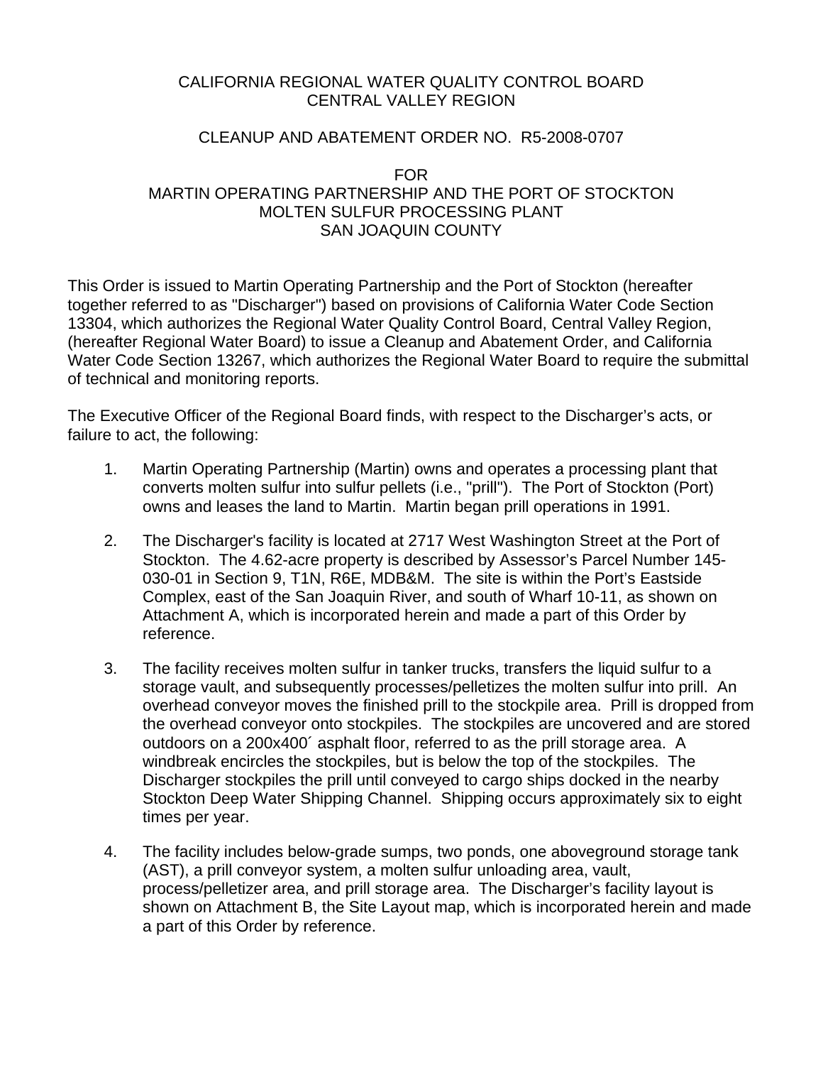# CALIFORNIA REGIONAL WATER QUALITY CONTROL BOARD
# CENTRAL VALLEY REGION

## CLEANUP AND ABATEMENT ORDER NO. R5-2008-0707

## FOR
## MARTIN OPERATING PARTNERSHIP AND THE PORT OF STOCKTON
## MOLTEN SULFUR PROCESSING PLANT
## SAN JOAQUIN COUNTY

This Order is issued to Martin Operating Partnership and the Port of Stockton (hereafter together referred to as "Discharger") based on provisions of California Water Code Section 13304, which authorizes the Regional Water Quality Control Board, Central Valley Region, (hereafter Regional Water Board) to issue a Cleanup and Abatement Order, and California Water Code Section 13267, which authorizes the Regional Water Board to require the submittal of technical and monitoring reports.

The Executive Officer of the Regional Board finds, with respect to the Discharger's acts, or failure to act, the following:

1. Martin Operating Partnership (Martin) owns and operates a processing plant that converts molten sulfur into sulfur pellets (i.e., "prill"). The Port of Stockton (Port) owns and leases the land to Martin. Martin began prill operations in 1991.

2. The Discharger's facility is located at 2717 West Washington Street at the Port of Stockton. The 4.62-acre property is described by Assessor's Parcel Number 145-030-01 in Section 9, T1N, R6E, MDB&M. The site is within the Port's Eastside Complex, east of the San Joaquin River, and south of Wharf 10-11, as shown on Attachment A, which is incorporated herein and made a part of this Order by reference.

3. The facility receives molten sulfur in tanker trucks, transfers the liquid sulfur to a storage vault, and subsequently processes/pelletizes the molten sulfur into prill. An overhead conveyor moves the finished prill to the stockpile area. Prill is dropped from the overhead conveyor onto stockpiles. The stockpiles are uncovered and are stored outdoors on a 200x400´ asphalt floor, referred to as the prill storage area. A windbreak encircles the stockpiles, but is below the top of the stockpiles. The Discharger stockpiles the prill until conveyed to cargo ships docked in the nearby Stockton Deep Water Shipping Channel. Shipping occurs approximately six to eight times per year.

4. The facility includes below-grade sumps, two ponds, one aboveground storage tank (AST), a prill conveyor system, a molten sulfur unloading area, vault, process/pelletizer area, and prill storage area. The Discharger's facility layout is shown on Attachment B, the Site Layout map, which is incorporated herein and made a part of this Order by reference.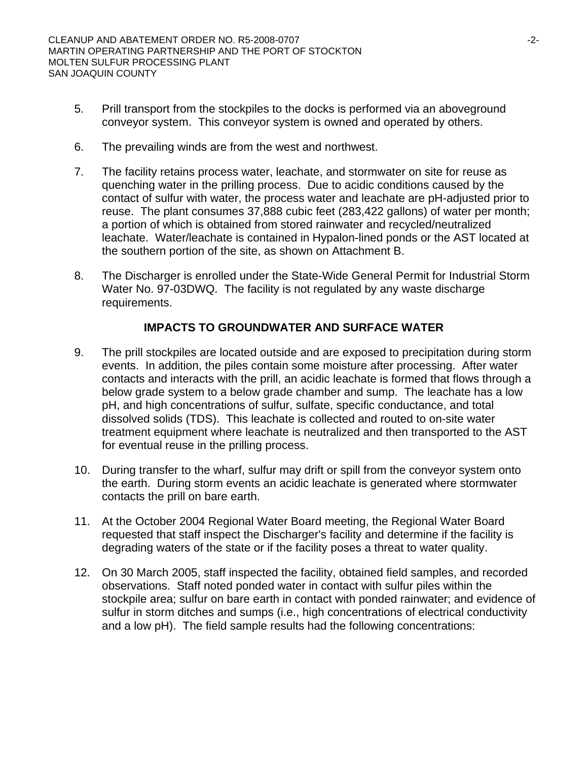5. Prill transport from the stockpiles to the docks is performed via an aboveground conveyor system. This conveyor system is owned and operated by others.

6. The prevailing winds are from the west and northwest.

7. The facility retains process water, leachate, and stormwater on site for reuse as quenching water in the prilling process. Due to acidic conditions caused by the contact of sulfur with water, the process water and leachate are pH-adjusted prior to reuse. The plant consumes 37,888 cubic feet (283,422 gallons) of water per month; a portion of which is obtained from stored rainwater and recycled/neutralized leachate. Water/leachate is contained in Hypalon-lined ponds or the AST located at the southern portion of the site, as shown on Attachment B.

8. The Discharger is enrolled under the State-Wide General Permit for Industrial Storm Water No. 97-03DWQ. The facility is not regulated by any waste discharge requirements.

## IMPACTS TO GROUNDWATER AND SURFACE WATER

9. The prill stockpiles are located outside and are exposed to precipitation during storm events. In addition, the piles contain some moisture after processing. After water contacts and interacts with the prill, an acidic leachate is formed that flows through a below grade system to a below grade chamber and sump. The leachate has a low pH, and high concentrations of sulfur, sulfate, specific conductance, and total dissolved solids (TDS). This leachate is collected and routed to on-site water treatment equipment where leachate is neutralized and then transported to the AST for eventual reuse in the prilling process.

10. During transfer to the wharf, sulfur may drift or spill from the conveyor system onto the earth. During storm events an acidic leachate is generated where stormwater contacts the prill on bare earth.

11. At the October 2004 Regional Water Board meeting, the Regional Water Board requested that staff inspect the Discharger's facility and determine if the facility is degrading waters of the state or if the facility poses a threat to water quality.

12. On 30 March 2005, staff inspected the facility, obtained field samples, and recorded observations. Staff noted ponded water in contact with sulfur piles within the stockpile area; sulfur on bare earth in contact with ponded rainwater; and evidence of sulfur in storm ditches and sumps (i.e., high concentrations of electrical conductivity and a low pH). The field sample results had the following concentrations: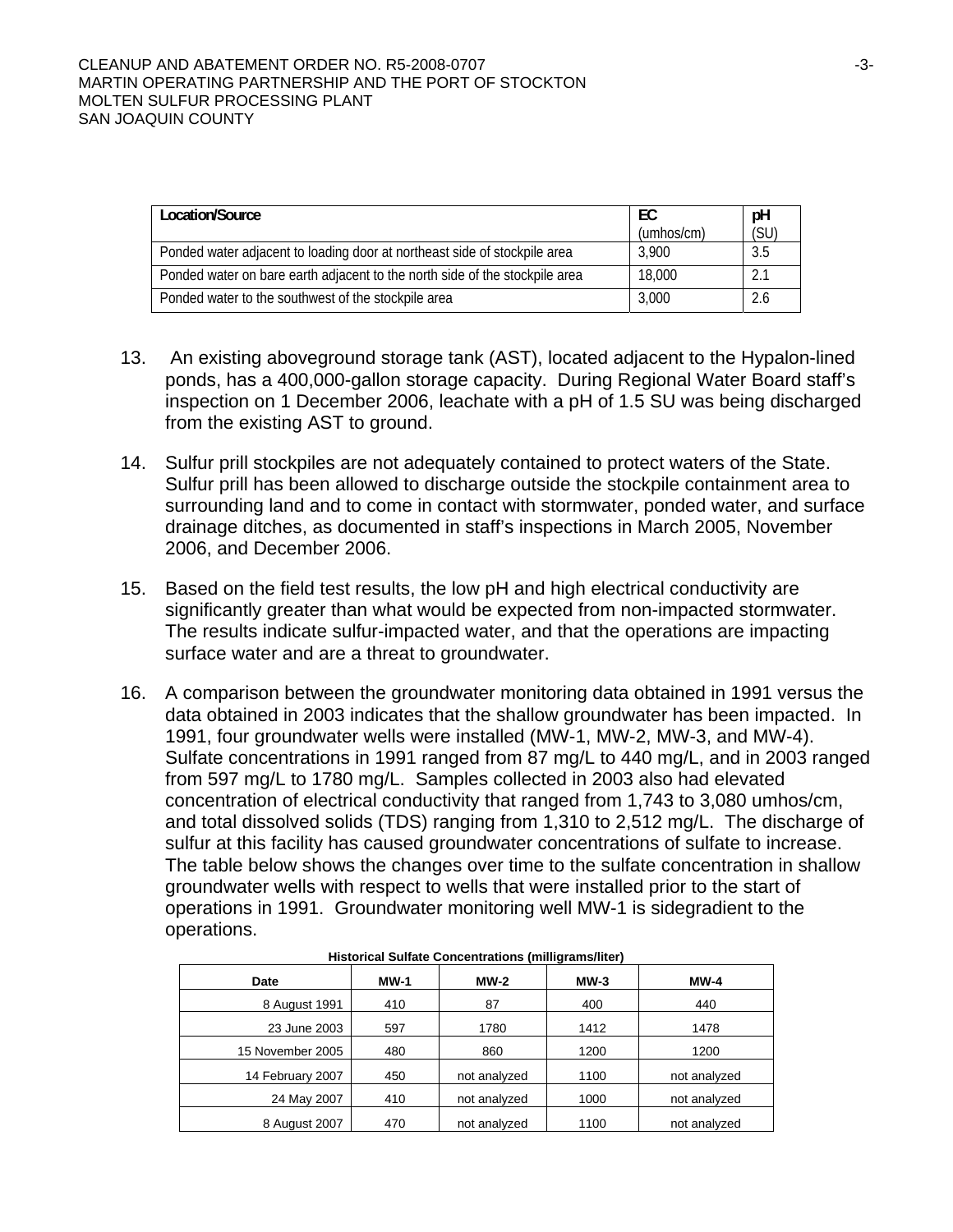| Location/Source | EC (umhos/cm) | pH (SU) |
|---|---|---|
| Ponded water adjacent to loading door at northeast side of stockpile area | 3,900 | 3.5 |
| Ponded water on bare earth adjacent to the north side of the stockpile area | 18,000 | 2.1 |
| Ponded water to the southwest of the stockpile area | 3,000 | 2.6 |

13. An existing aboveground storage tank (AST), located adjacent to the Hypalon-lined ponds, has a 400,000-gallon storage capacity. During Regional Water Board staff's inspection on 1 December 2006, leachate with a pH of 1.5 SU was being discharged from the existing AST to ground.

14. Sulfur prill stockpiles are not adequately contained to protect waters of the State. Sulfur prill has been allowed to discharge outside the stockpile containment area to surrounding land and to come in contact with stormwater, ponded water, and surface drainage ditches, as documented in staff's inspections in March 2005, November 2006, and December 2006.

15. Based on the field test results, the low pH and high electrical conductivity are significantly greater than what would be expected from non-impacted stormwater. The results indicate sulfur-impacted water, and that the operations are impacting surface water and are a threat to groundwater.

16. A comparison between the groundwater monitoring data obtained in 1991 versus the data obtained in 2003 indicates that the shallow groundwater has been impacted. In 1991, four groundwater wells were installed (MW-1, MW-2, MW-3, and MW-4). Sulfate concentrations in 1991 ranged from 87 mg/L to 440 mg/L, and in 2003 ranged from 597 mg/L to 1780 mg/L. Samples collected in 2003 also had elevated concentration of electrical conductivity that ranged from 1,743 to 3,080 umhos/cm, and total dissolved solids (TDS) ranging from 1,310 to 2,512 mg/L. The discharge of sulfur at this facility has caused groundwater concentrations of sulfate to increase. The table below shows the changes over time to the sulfate concentration in shallow groundwater wells with respect to wells that were installed prior to the start of operations in 1991. Groundwater monitoring well MW-1 is sidegradient to the operations.

**Historical Sulfate Concentrations (milligrams/liter)**

| Date | MW-1 | MW-2 | MW-3 | MW-4 |
|---|---|---|---|---|
| 8 August 1991 | 410 | 87 | 400 | 440 |
| 23 June 2003 | 597 | 1780 | 1412 | 1478 |
| 15 November 2005 | 480 | 860 | 1200 | 1200 |
| 14 February 2007 | 450 | not analyzed | 1100 | not analyzed |
| 24 May 2007 | 410 | not analyzed | 1000 | not analyzed |
| 8 August 2007 | 470 | not analyzed | 1100 | not analyzed |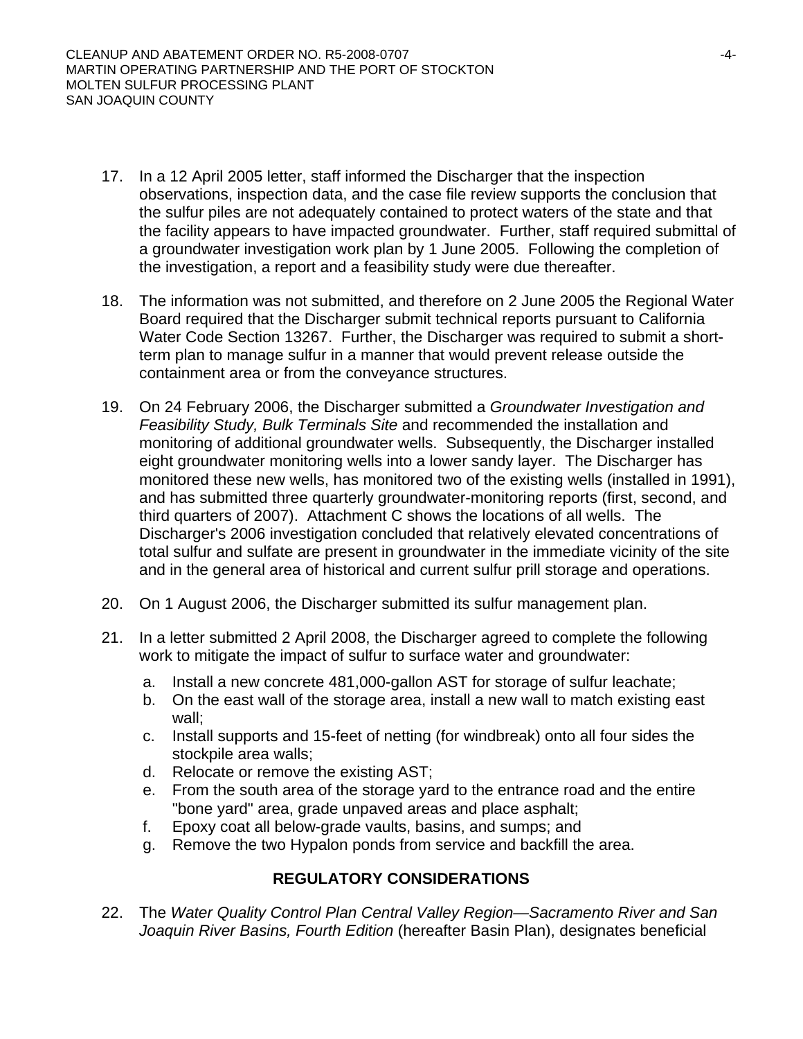17. In a 12 April 2005 letter, staff informed the Discharger that the inspection observations, inspection data, and the case file review supports the conclusion that the sulfur piles are not adequately contained to protect waters of the state and that the facility appears to have impacted groundwater. Further, staff required submittal of a groundwater investigation work plan by 1 June 2005. Following the completion of the investigation, a report and a feasibility study were due thereafter.

18. The information was not submitted, and therefore on 2 June 2005 the Regional Water Board required that the Discharger submit technical reports pursuant to California Water Code Section 13267. Further, the Discharger was required to submit a short-term plan to manage sulfur in a manner that would prevent release outside the containment area or from the conveyance structures.

19. On 24 February 2006, the Discharger submitted a *Groundwater Investigation and Feasibility Study, Bulk Terminals Site* and recommended the installation and monitoring of additional groundwater wells. Subsequently, the Discharger installed eight groundwater monitoring wells into a lower sandy layer. The Discharger has monitored these new wells, has monitored two of the existing wells (installed in 1991), and has submitted three quarterly groundwater-monitoring reports (first, second, and third quarters of 2007). Attachment C shows the locations of all wells. The Discharger's 2006 investigation concluded that relatively elevated concentrations of total sulfur and sulfate are present in groundwater in the immediate vicinity of the site and in the general area of historical and current sulfur prill storage and operations.

20. On 1 August 2006, the Discharger submitted its sulfur management plan.

21. In a letter submitted 2 April 2008, the Discharger agreed to complete the following work to mitigate the impact of sulfur to surface water and groundwater:
    a. Install a new concrete 481,000-gallon AST for storage of sulfur leachate;
    b. On the east wall of the storage area, install a new wall to match existing east wall;
    c. Install supports and 15-feet of netting (for windbreak) onto all four sides the stockpile area walls;
    d. Relocate or remove the existing AST;
    e. From the south area of the storage yard to the entrance road and the entire "bone yard" area, grade unpaved areas and place asphalt;
    f. Epoxy coat all below-grade vaults, basins, and sumps; and
    g. Remove the two Hypalon ponds from service and backfill the area.

## REGULATORY CONSIDERATIONS

22. The *Water Quality Control Plan Central Valley Region—Sacramento River and San Joaquin River Basins, Fourth Edition* (hereafter Basin Plan), designates beneficial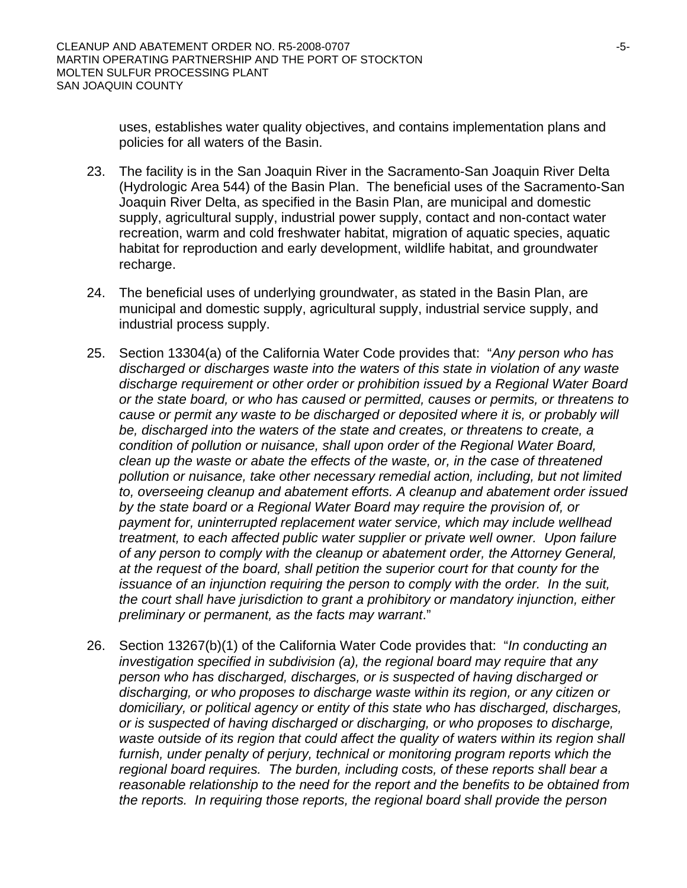uses, establishes water quality objectives, and contains implementation plans and policies for all waters of the Basin.

23. The facility is in the San Joaquin River in the Sacramento-San Joaquin River Delta (Hydrologic Area 544) of the Basin Plan. The beneficial uses of the Sacramento-San Joaquin River Delta, as specified in the Basin Plan, are municipal and domestic supply, agricultural supply, industrial power supply, contact and non-contact water recreation, warm and cold freshwater habitat, migration of aquatic species, aquatic habitat for reproduction and early development, wildlife habitat, and groundwater recharge.

24. The beneficial uses of underlying groundwater, as stated in the Basin Plan, are municipal and domestic supply, agricultural supply, industrial service supply, and industrial process supply.

25. Section 13304(a) of the California Water Code provides that: "*Any person who has discharged or discharges waste into the waters of this state in violation of any waste discharge requirement or other order or prohibition issued by a Regional Water Board or the state board, or who has caused or permitted, causes or permits, or threatens to cause or permit any waste to be discharged or deposited where it is, or probably will be, discharged into the waters of the state and creates, or threatens to create, a condition of pollution or nuisance, shall upon order of the Regional Water Board, clean up the waste or abate the effects of the waste, or, in the case of threatened pollution or nuisance, take other necessary remedial action, including, but not limited to, overseeing cleanup and abatement efforts. A cleanup and abatement order issued by the state board or a Regional Water Board may require the provision of, or payment for, uninterrupted replacement water service, which may include wellhead treatment, to each affected public water supplier or private well owner. Upon failure of any person to comply with the cleanup or abatement order, the Attorney General, at the request of the board, shall petition the superior court for that county for the issuance of an injunction requiring the person to comply with the order. In the suit, the court shall have jurisdiction to grant a prohibitory or mandatory injunction, either preliminary or permanent, as the facts may warrant*."

26. Section 13267(b)(1) of the California Water Code provides that: "*In conducting an investigation specified in subdivision (a), the regional board may require that any person who has discharged, discharges, or is suspected of having discharged or discharging, or who proposes to discharge waste within its region, or any citizen or domiciliary, or political agency or entity of this state who has discharged, discharges, or is suspected of having discharged or discharging, or who proposes to discharge, waste outside of its region that could affect the quality of waters within its region shall furnish, under penalty of perjury, technical or monitoring program reports which the regional board requires. The burden, including costs, of these reports shall bear a reasonable relationship to the need for the report and the benefits to be obtained from the reports. In requiring those reports, the regional board shall provide the person*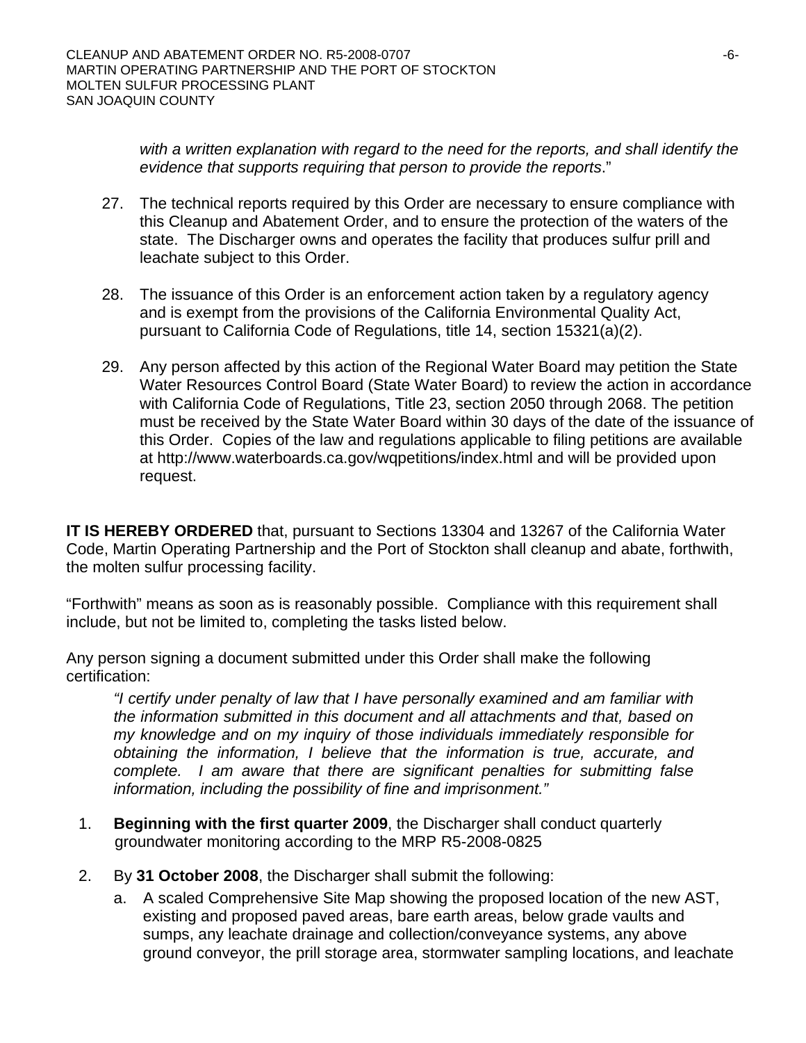*with a written explanation with regard to the need for the reports, and shall identify the evidence that supports requiring that person to provide the reports*."

27. The technical reports required by this Order are necessary to ensure compliance with this Cleanup and Abatement Order, and to ensure the protection of the waters of the state. The Discharger owns and operates the facility that produces sulfur prill and leachate subject to this Order.

28. The issuance of this Order is an enforcement action taken by a regulatory agency and is exempt from the provisions of the California Environmental Quality Act, pursuant to California Code of Regulations, title 14, section 15321(a)(2).

29. Any person affected by this action of the Regional Water Board may petition the State Water Resources Control Board (State Water Board) to review the action in accordance with California Code of Regulations, Title 23, section 2050 through 2068. The petition must be received by the State Water Board within 30 days of the date of the issuance of this Order. Copies of the law and regulations applicable to filing petitions are available at http://www.waterboards.ca.gov/wqpetitions/index.html and will be provided upon request.

**IT IS HEREBY ORDERED** that, pursuant to Sections 13304 and 13267 of the California Water Code, Martin Operating Partnership and the Port of Stockton shall cleanup and abate, forthwith, the molten sulfur processing facility.

"Forthwith" means as soon as is reasonably possible. Compliance with this requirement shall include, but not be limited to, completing the tasks listed below.

Any person signing a document submitted under this Order shall make the following certification:

> *"I certify under penalty of law that I have personally examined and am familiar with the information submitted in this document and all attachments and that, based on my knowledge and on my inquiry of those individuals immediately responsible for obtaining the information, I believe that the information is true, accurate, and complete. I am aware that there are significant penalties for submitting false information, including the possibility of fine and imprisonment."*

1. **Beginning with the first quarter 2009**, the Discharger shall conduct quarterly groundwater monitoring according to the MRP R5-2008-0825

2. By **31 October 2008**, the Discharger shall submit the following:
   a. A scaled Comprehensive Site Map showing the proposed location of the new AST, existing and proposed paved areas, bare earth areas, below grade vaults and sumps, any leachate drainage and collection/conveyance systems, any above ground conveyor, the prill storage area, stormwater sampling locations, and leachate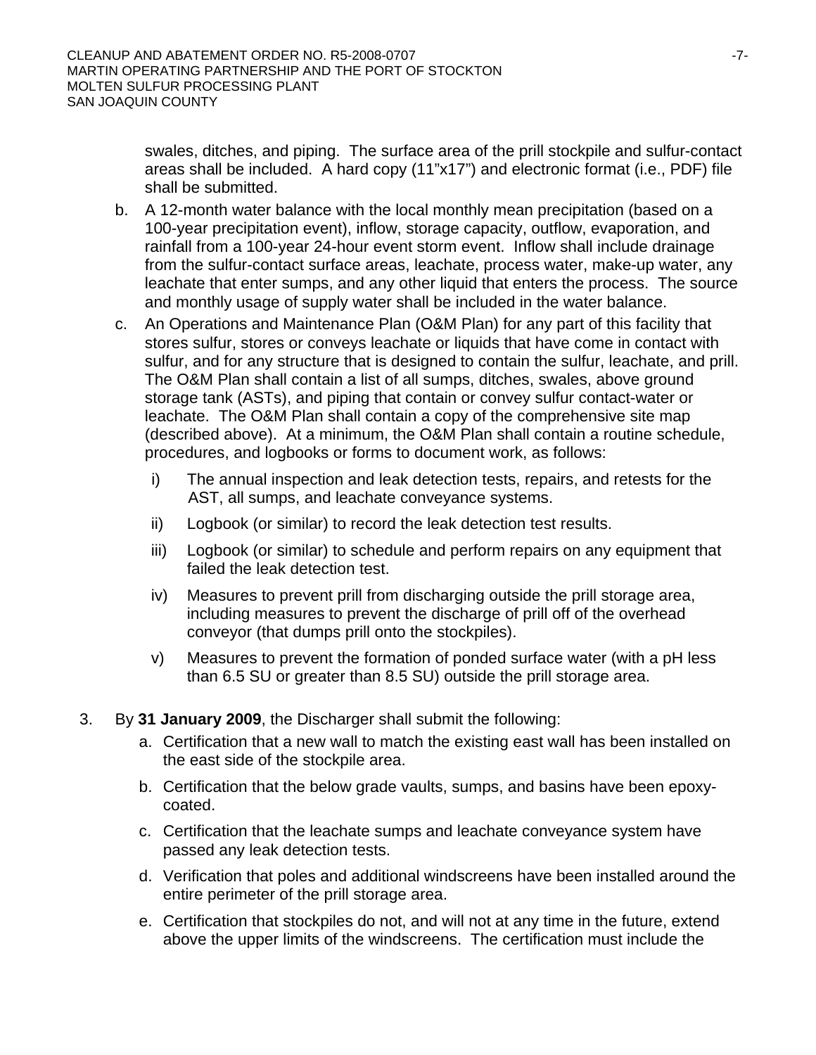swales, ditches, and piping. The surface area of the prill stockpile and sulfur-contact areas shall be included. A hard copy (11"x17") and electronic format (i.e., PDF) file shall be submitted.

b. A 12-month water balance with the local monthly mean precipitation (based on a 100-year precipitation event), inflow, storage capacity, outflow, evaporation, and rainfall from a 100-year 24-hour event storm event. Inflow shall include drainage from the sulfur-contact surface areas, leachate, process water, make-up water, any leachate that enter sumps, and any other liquid that enters the process. The source and monthly usage of supply water shall be included in the water balance.

c. An Operations and Maintenance Plan (O&M Plan) for any part of this facility that stores sulfur, stores or conveys leachate or liquids that have come in contact with sulfur, and for any structure that is designed to contain the sulfur, leachate, and prill. The O&M Plan shall contain a list of all sumps, ditches, swales, above ground storage tank (ASTs), and piping that contain or convey sulfur contact-water or leachate. The O&M Plan shall contain a copy of the comprehensive site map (described above). At a minimum, the O&M Plan shall contain a routine schedule, procedures, and logbooks or forms to document work, as follows:

   i) The annual inspection and leak detection tests, repairs, and retests for the AST, all sumps, and leachate conveyance systems.

   ii) Logbook (or similar) to record the leak detection test results.

   iii) Logbook (or similar) to schedule and perform repairs on any equipment that failed the leak detection test.

   iv) Measures to prevent prill from discharging outside the prill storage area, including measures to prevent the discharge of prill off of the overhead conveyor (that dumps prill onto the stockpiles).

   v) Measures to prevent the formation of ponded surface water (with a pH less than 6.5 SU or greater than 8.5 SU) outside the prill storage area.

3. By **31 January 2009**, the Discharger shall submit the following:

   a. Certification that a new wall to match the existing east wall has been installed on the east side of the stockpile area.

   b. Certification that the below grade vaults, sumps, and basins have been epoxy-coated.

   c. Certification that the leachate sumps and leachate conveyance system have passed any leak detection tests.

   d. Verification that poles and additional windscreens have been installed around the entire perimeter of the prill storage area.

   e. Certification that stockpiles do not, and will not at any time in the future, extend above the upper limits of the windscreens. The certification must include the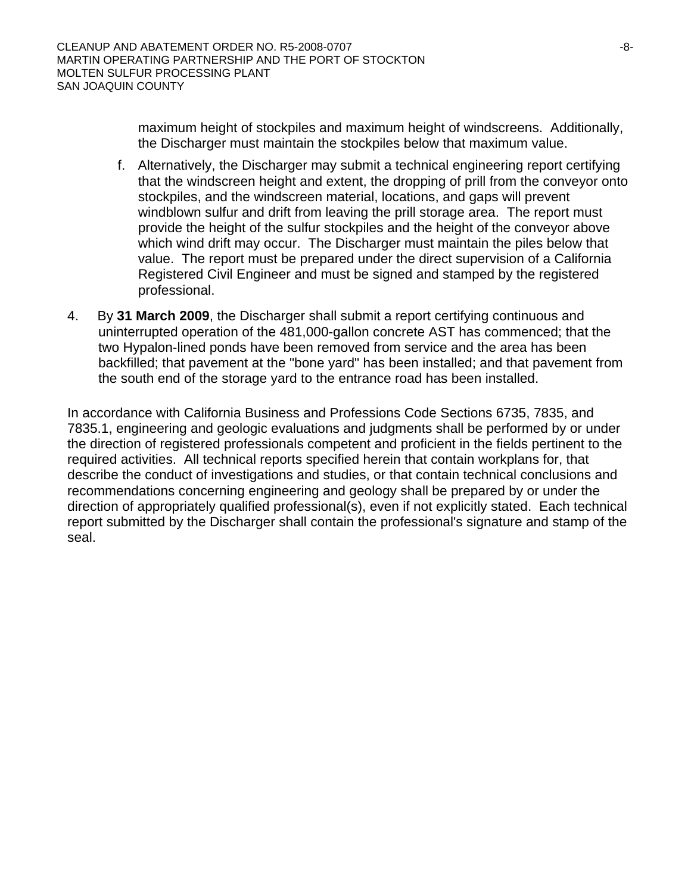maximum height of stockpiles and maximum height of windscreens. Additionally, the Discharger must maintain the stockpiles below that maximum value.

f. Alternatively, the Discharger may submit a technical engineering report certifying that the windscreen height and extent, the dropping of prill from the conveyor onto stockpiles, and the windscreen material, locations, and gaps will prevent windblown sulfur and drift from leaving the prill storage area. The report must provide the height of the sulfur stockpiles and the height of the conveyor above which wind drift may occur. The Discharger must maintain the piles below that value. The report must be prepared under the direct supervision of a California Registered Civil Engineer and must be signed and stamped by the registered professional.

4. By **31 March 2009**, the Discharger shall submit a report certifying continuous and uninterrupted operation of the 481,000-gallon concrete AST has commenced; that the two Hypalon-lined ponds have been removed from service and the area has been backfilled; that pavement at the "bone yard" has been installed; and that pavement from the south end of the storage yard to the entrance road has been installed.

In accordance with California Business and Professions Code Sections 6735, 7835, and 7835.1, engineering and geologic evaluations and judgments shall be performed by or under the direction of registered professionals competent and proficient in the fields pertinent to the required activities. All technical reports specified herein that contain workplans for, that describe the conduct of investigations and studies, or that contain technical conclusions and recommendations concerning engineering and geology shall be prepared by or under the direction of appropriately qualified professional(s), even if not explicitly stated. Each technical report submitted by the Discharger shall contain the professional's signature and stamp of the seal.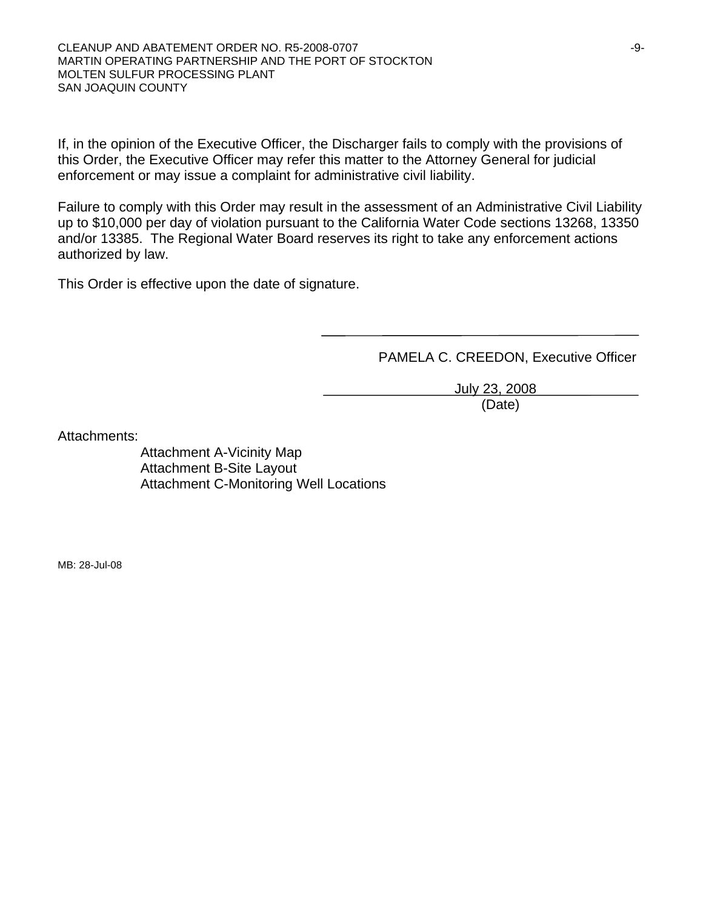If, in the opinion of the Executive Officer, the Discharger fails to comply with the provisions of this Order, the Executive Officer may refer this matter to the Attorney General for judicial enforcement or may issue a complaint for administrative civil liability.

Failure to comply with this Order may result in the assessment of an Administrative Civil Liability up to $10,000 per day of violation pursuant to the California Water Code sections 13268, 13350 and/or 13385. The Regional Water Board reserves its right to take any enforcement actions authorized by law.

This Order is effective upon the date of signature.

PAMELA C. CREEDON, Executive Officer

July 23, 2008
(Date)

Attachments:

Attachment A-Vicinity Map
Attachment B-Site Layout
Attachment C-Monitoring Well Locations

MB: 28-Jul-08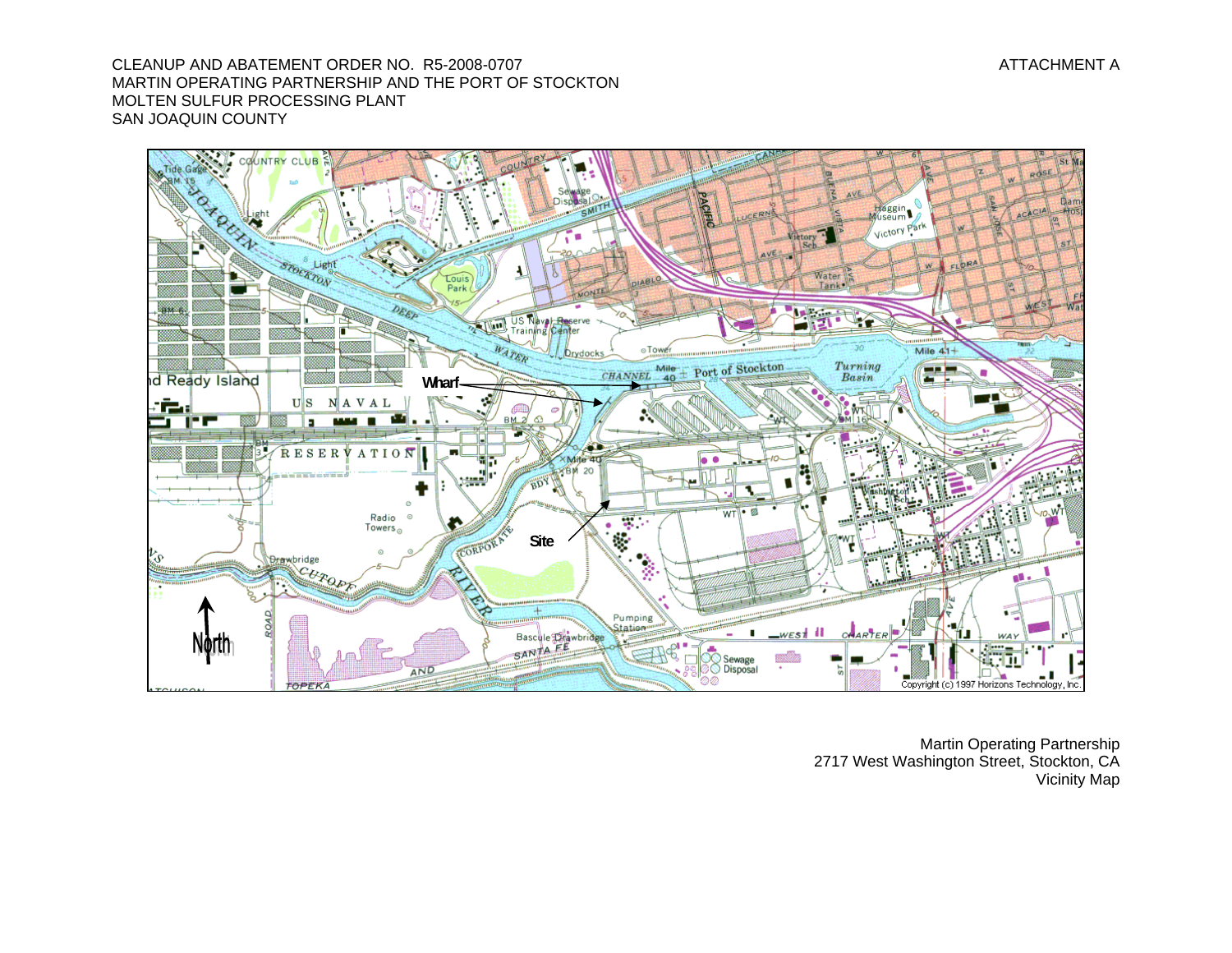CLEANUP AND ABATEMENT ORDER NO. R5-2008-0707
MARTIN OPERATING PARTNERSHIP AND THE PORT OF STOCKTON
MOLTEN SULFUR PROCESSING PLANT
SAN JOAQUIN COUNTY

ATTACHMENT A

Martin Operating Partnership
2717 West Washington Street, Stockton, CA
Vicinity Map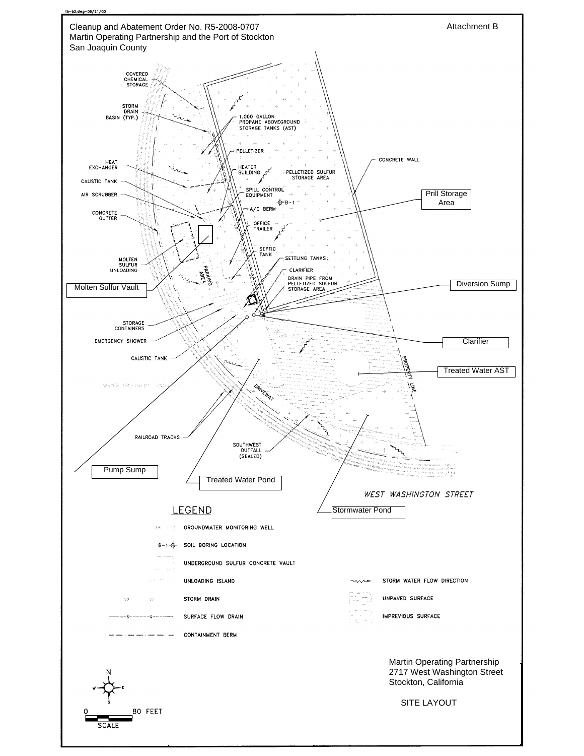fb-b2.dwg-09/21/00

Cleanup and Abatement Order No. R5-2008-0707
Martin Operating Partnership and the Port of Stockton
San Joaquin County

Attachment B

COVERED CHEMICAL STORAGE

STORM DRAIN BASIN (TYP.)

1,000 GALLON PROPANE ABOVEGROUND STORAGE TANKS (AST)

PELLETIZER

CONCRETE WALL

HEAT EXCHANGER

HEATER BUILDING

PELLETIZED SULFUR STORAGE AREA

CAUSTIC TANK

SPILL CONTROL EQUIPMENT

Prill Storage Area

AIR SCRUBBER

B-1

A/C BERM

CONCRETE GUTTER

OFFICE TRAILER

SEPTIC TANK

MOLTEN SULFUR UNLOADING

SETTLING TANKS

PARKING AREA

CLARIFIER

DRAIN PIPE FROM PELLETIZED SULFUR STORAGE AREA

Molten Sulfur Vault

Diversion Sump

STORAGE CONTAINERS

EMERGENCY SHOWER

Clarifier

CAUSTIC TANK

Treated Water AST

PROPERTY LINE

DRIVEWAY

RAILROAD TRACKS

SOUTHWEST OUTFALL (SEALED)

Pump Sump

Treated Water Pond

WEST WASHINGTON STREET

Stormwater Pond

## LEGEND

GROUNDWATER MONITORING WELL

B-1 SOIL BORING LOCATION

UNDERGROUND SULFUR CONCRETE VAULT

UNLOADING ISLAND

STORM DRAIN

SURFACE FLOW DRAIN

CONTAINMENT BERM

STORM WATER FLOW DIRECTION

UNPAVED SURFACE

IMPREVIOUS SURFACE

Martin Operating Partnership
2717 West Washington Street
Stockton, California

SITE LAYOUT

N W E S

0 80 FEET

SCALE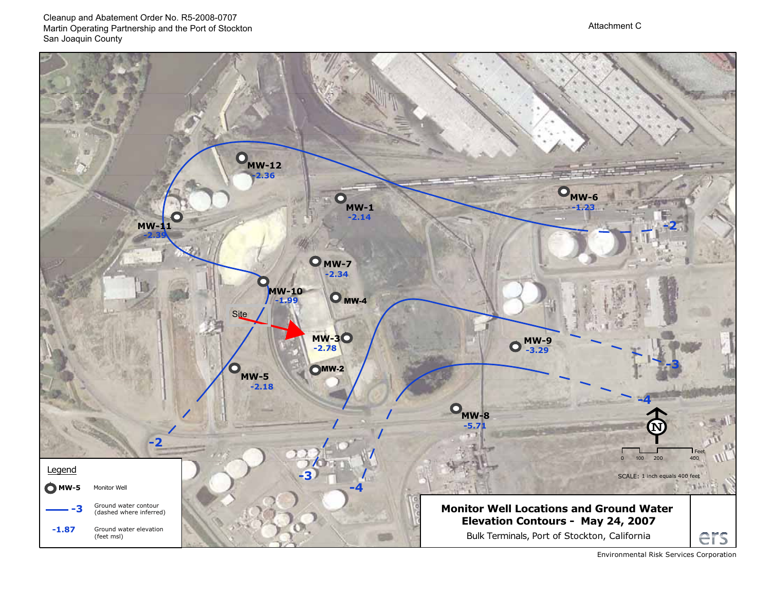Cleanup and Abatement Order No. R5-2008-0707
Martin Operating Partnership and the Port of Stockton
San Joaquin County

Attachment C

MW-12
-2.36

MW-1
-2.14

MW-6
-1.23

MW-11
-2.39

MW-7
-2.34

MW-10
-1.99

MW-4

Site

MW-3
-2.78

MW-2

MW-5
-2.18

MW-9
-3.29

MW-8
-5.71

-2
-2
-3
-3
-4
-4

N

0 100 200 400 Feet

SCALE: 1 inch equals 400 feet

**Legend**

MW-5 Monitor Well

-3 Ground water contour (dashed where inferred)

-1.87 Ground water elevation (feet msl)

**Monitor Well Locations and Ground Water Elevation Contours - May 24, 2007**

Bulk Terminals, Port of Stockton, California

ers

Environmental Risk Services Corporation